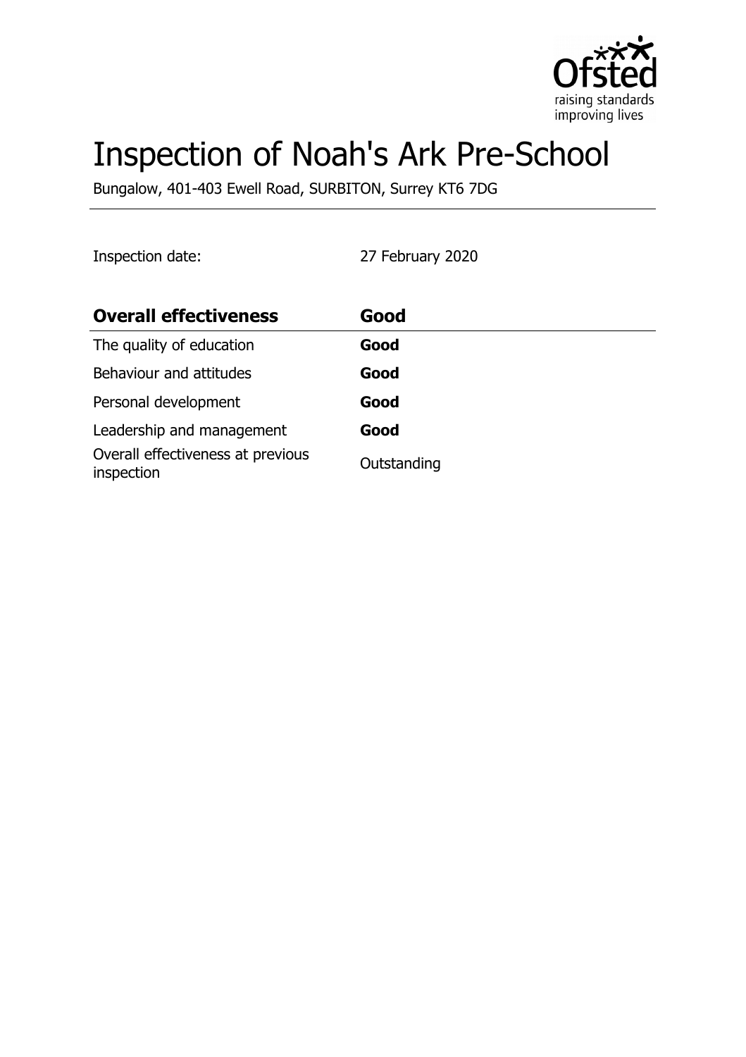# Inspection of Noah's Ark Pre-School

Bungalow, 401-403 Ewell Road, SURBITON, Surrey KT6 7DG

Inspection date: 27 February 2020

| **Overall effectiveness** | **Good** |
|---|---|
| The quality of education | **Good** |
| Behaviour and attitudes | **Good** |
| Personal development | **Good** |
| Leadership and management | **Good** |
| Overall effectiveness at previous inspection | Outstanding |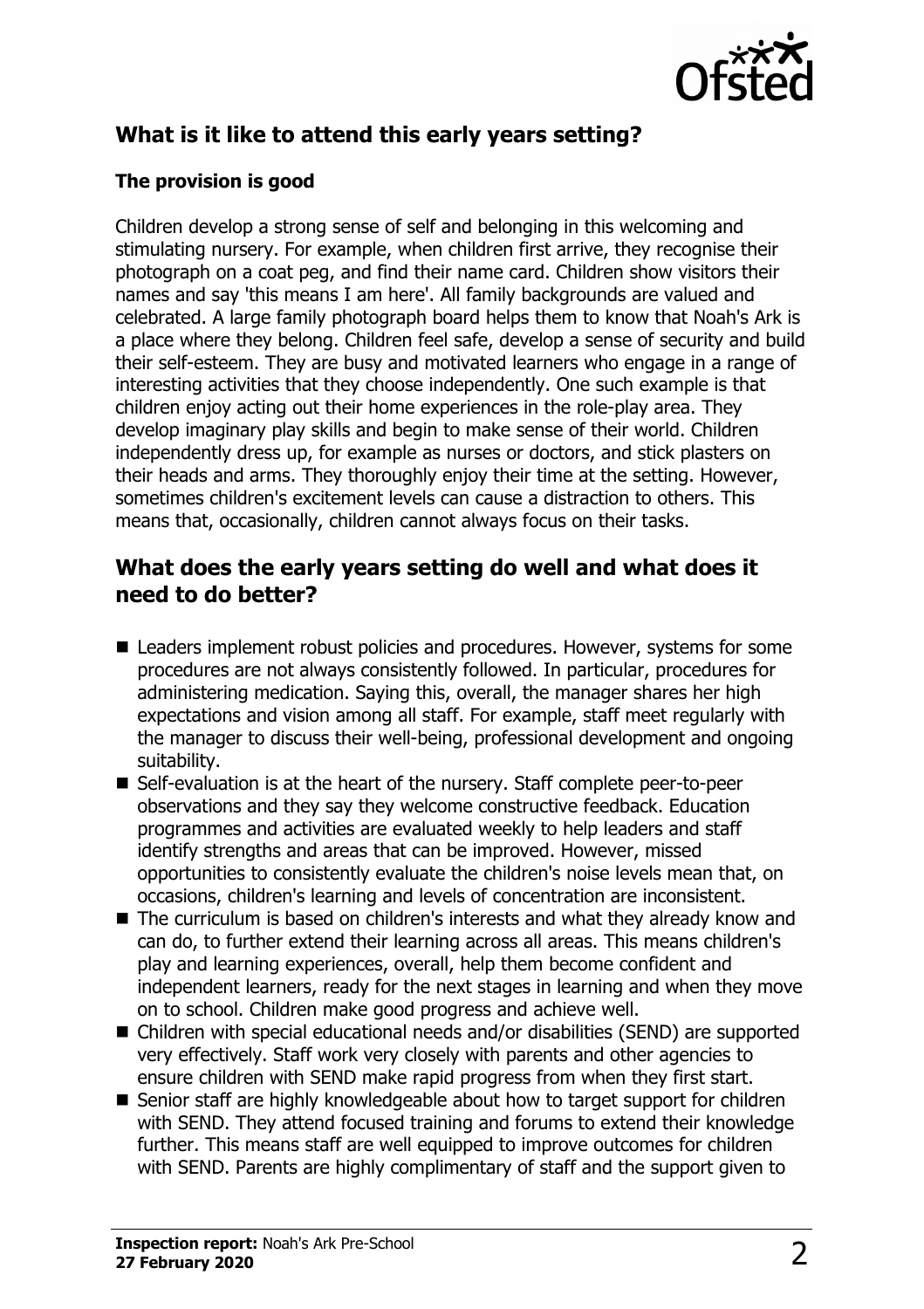## What is it like to attend this early years setting?

### The provision is good

Children develop a strong sense of self and belonging in this welcoming and stimulating nursery. For example, when children first arrive, they recognise their photograph on a coat peg, and find their name card. Children show visitors their names and say 'this means I am here'. All family backgrounds are valued and celebrated. A large family photograph board helps them to know that Noah's Ark is a place where they belong. Children feel safe, develop a sense of security and build their self-esteem. They are busy and motivated learners who engage in a range of interesting activities that they choose independently. One such example is that children enjoy acting out their home experiences in the role-play area. They develop imaginary play skills and begin to make sense of their world. Children independently dress up, for example as nurses or doctors, and stick plasters on their heads and arms. They thoroughly enjoy their time at the setting. However, sometimes children's excitement levels can cause a distraction to others. This means that, occasionally, children cannot always focus on their tasks.

## What does the early years setting do well and what does it need to do better?

- Leaders implement robust policies and procedures. However, systems for some procedures are not always consistently followed. In particular, procedures for administering medication. Saying this, overall, the manager shares her high expectations and vision among all staff. For example, staff meet regularly with the manager to discuss their well-being, professional development and ongoing suitability.
- Self-evaluation is at the heart of the nursery. Staff complete peer-to-peer observations and they say they welcome constructive feedback. Education programmes and activities are evaluated weekly to help leaders and staff identify strengths and areas that can be improved. However, missed opportunities to consistently evaluate the children's noise levels mean that, on occasions, children's learning and levels of concentration are inconsistent.
- The curriculum is based on children's interests and what they already know and can do, to further extend their learning across all areas. This means children's play and learning experiences, overall, help them become confident and independent learners, ready for the next stages in learning and when they move on to school. Children make good progress and achieve well.
- Children with special educational needs and/or disabilities (SEND) are supported very effectively. Staff work very closely with parents and other agencies to ensure children with SEND make rapid progress from when they first start.
- Senior staff are highly knowledgeable about how to target support for children with SEND. They attend focused training and forums to extend their knowledge further. This means staff are well equipped to improve outcomes for children with SEND. Parents are highly complimentary of staff and the support given to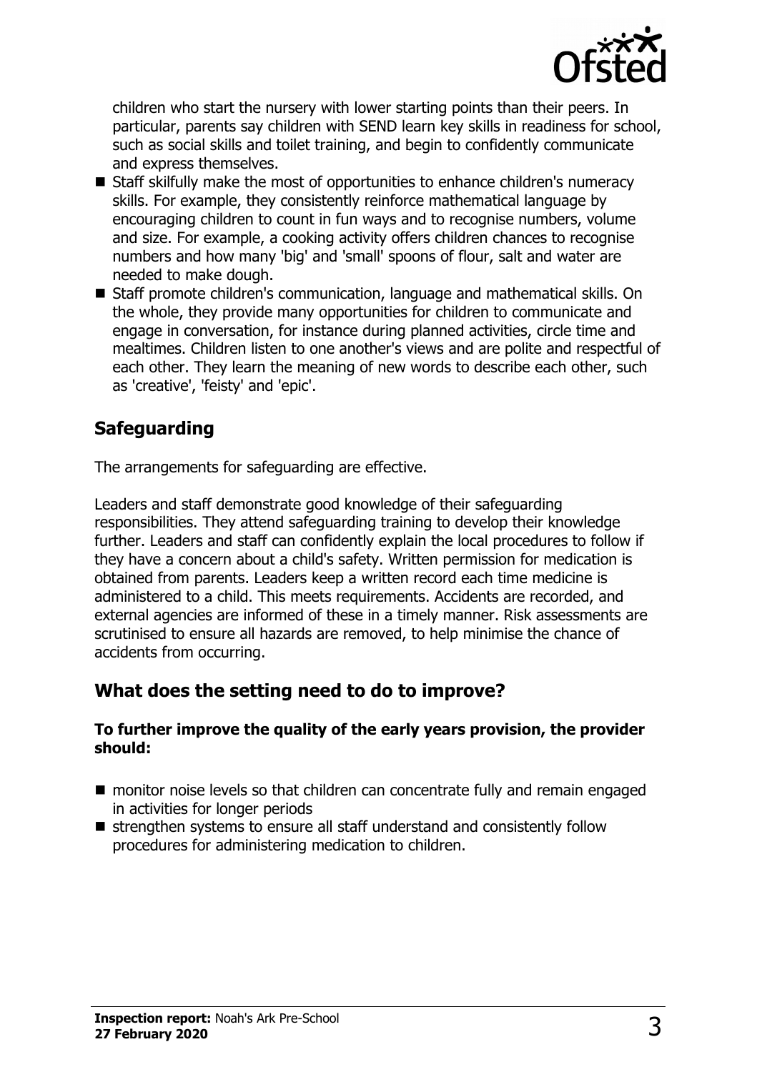children who start the nursery with lower starting points than their peers. In particular, parents say children with SEND learn key skills in readiness for school, such as social skills and toilet training, and begin to confidently communicate and express themselves.

- Staff skilfully make the most of opportunities to enhance children's numeracy skills. For example, they consistently reinforce mathematical language by encouraging children to count in fun ways and to recognise numbers, volume and size. For example, a cooking activity offers children chances to recognise numbers and how many 'big' and 'small' spoons of flour, salt and water are needed to make dough.
- Staff promote children's communication, language and mathematical skills. On the whole, they provide many opportunities for children to communicate and engage in conversation, for instance during planned activities, circle time and mealtimes. Children listen to one another's views and are polite and respectful of each other. They learn the meaning of new words to describe each other, such as 'creative', 'feisty' and 'epic'.

## Safeguarding

The arrangements for safeguarding are effective.

Leaders and staff demonstrate good knowledge of their safeguarding responsibilities. They attend safeguarding training to develop their knowledge further. Leaders and staff can confidently explain the local procedures to follow if they have a concern about a child's safety. Written permission for medication is obtained from parents. Leaders keep a written record each time medicine is administered to a child. This meets requirements. Accidents are recorded, and external agencies are informed of these in a timely manner. Risk assessments are scrutinised to ensure all hazards are removed, to help minimise the chance of accidents from occurring.

## What does the setting need to do to improve?

**To further improve the quality of the early years provision, the provider should:**

- monitor noise levels so that children can concentrate fully and remain engaged in activities for longer periods
- strengthen systems to ensure all staff understand and consistently follow procedures for administering medication to children.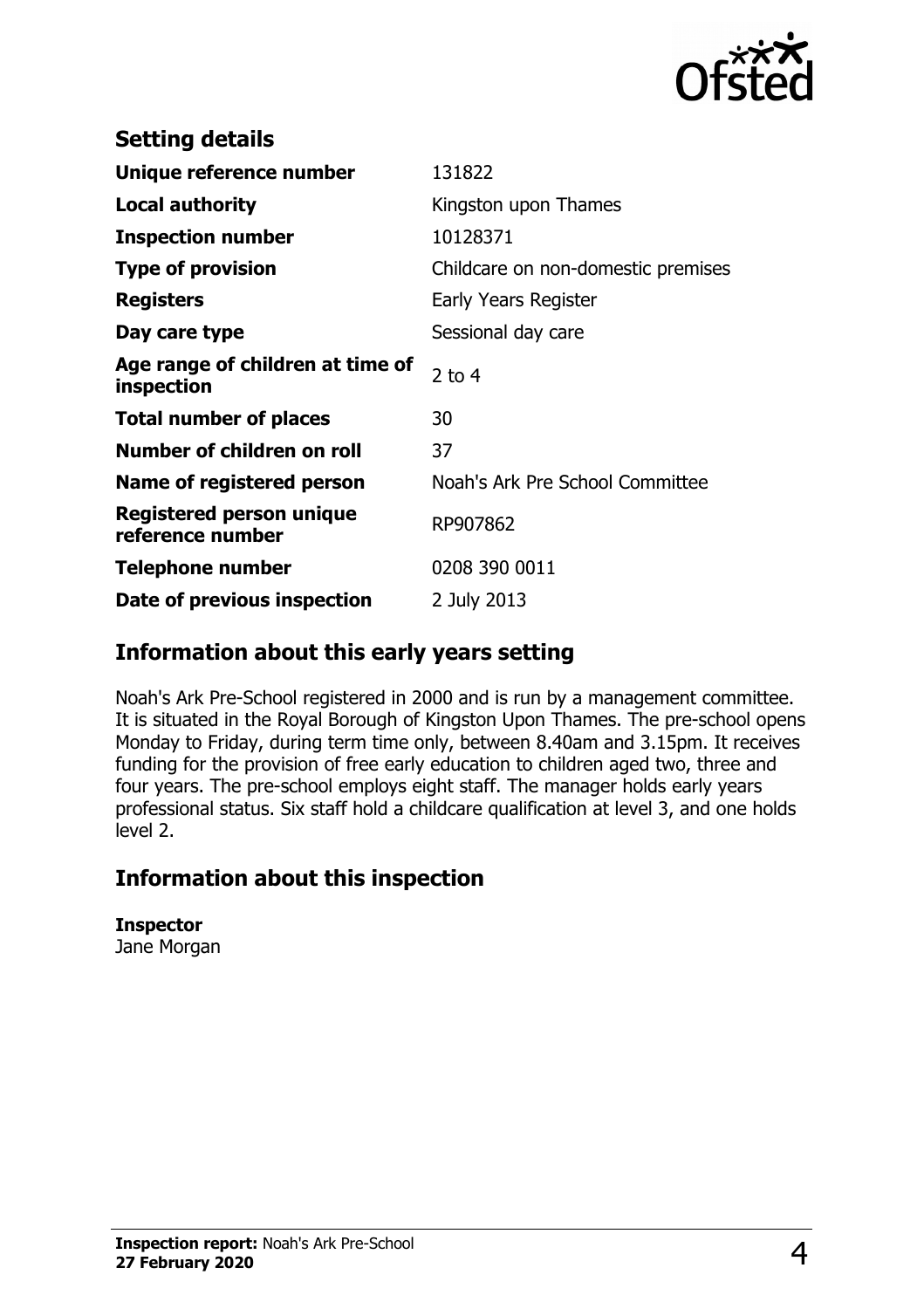## Setting details

| | |
|---|---|
| **Unique reference number** | 131822 |
| **Local authority** | Kingston upon Thames |
| **Inspection number** | 10128371 |
| **Type of provision** | Childcare on non-domestic premises |
| **Registers** | Early Years Register |
| **Day care type** | Sessional day care |
| **Age range of children at time of inspection** | 2 to 4 |
| **Total number of places** | 30 |
| **Number of children on roll** | 37 |
| **Name of registered person** | Noah's Ark Pre School Committee |
| **Registered person unique reference number** | RP907862 |
| **Telephone number** | 0208 390 0011 |
| **Date of previous inspection** | 2 July 2013 |

## Information about this early years setting

Noah's Ark Pre-School registered in 2000 and is run by a management committee. It is situated in the Royal Borough of Kingston Upon Thames. The pre-school opens Monday to Friday, during term time only, between 8.40am and 3.15pm. It receives funding for the provision of free early education to children aged two, three and four years. The pre-school employs eight staff. The manager holds early years professional status. Six staff hold a childcare qualification at level 3, and one holds level 2.

## Information about this inspection

**Inspector**
Jane Morgan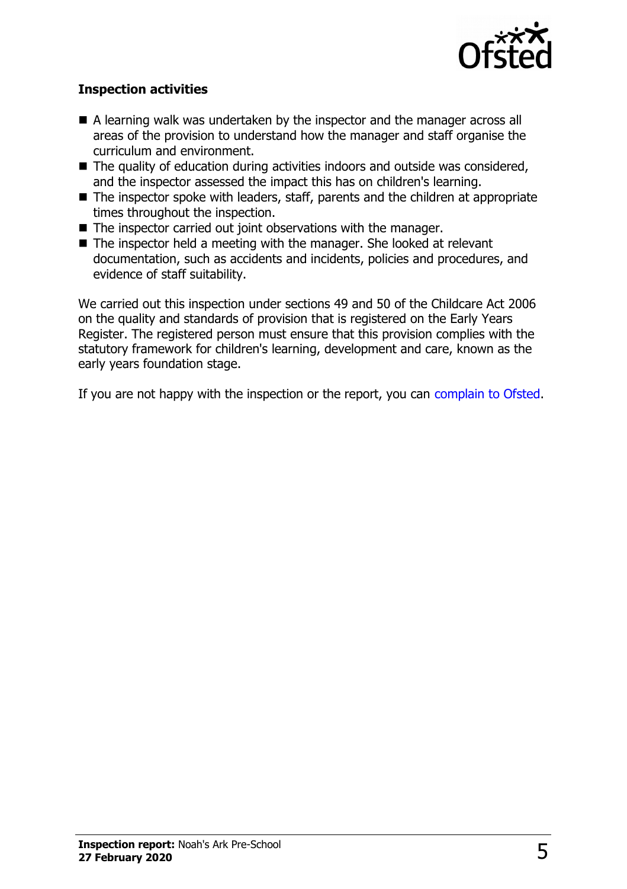### Inspection activities

- A learning walk was undertaken by the inspector and the manager across all areas of the provision to understand how the manager and staff organise the curriculum and environment.
- The quality of education during activities indoors and outside was considered, and the inspector assessed the impact this has on children's learning.
- The inspector spoke with leaders, staff, parents and the children at appropriate times throughout the inspection.
- The inspector carried out joint observations with the manager.
- The inspector held a meeting with the manager. She looked at relevant documentation, such as accidents and incidents, policies and procedures, and evidence of staff suitability.

We carried out this inspection under sections 49 and 50 of the Childcare Act 2006 on the quality and standards of provision that is registered on the Early Years Register. The registered person must ensure that this provision complies with the statutory framework for children's learning, development and care, known as the early years foundation stage.

If you are not happy with the inspection or the report, you can complain to Ofsted.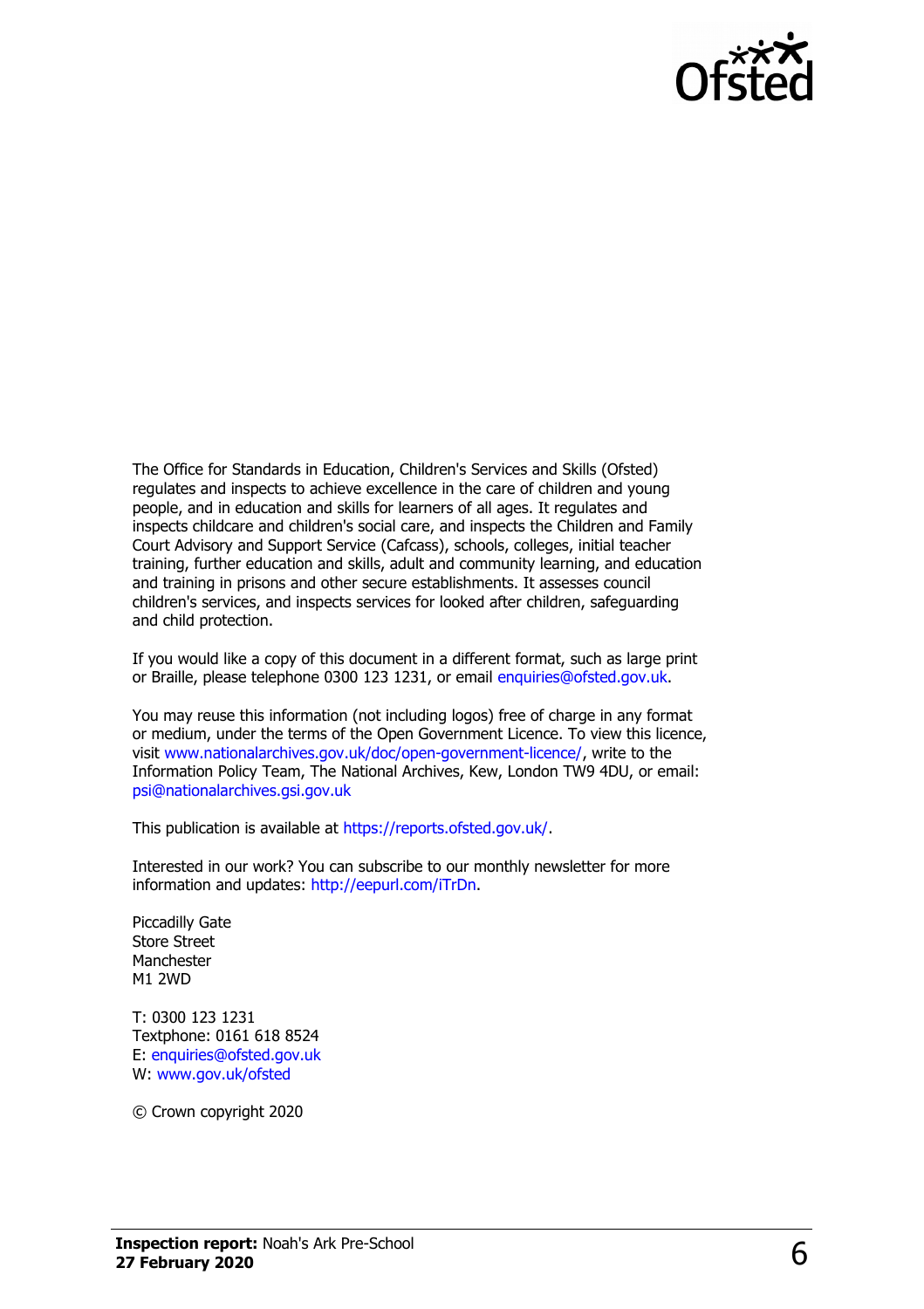The Office for Standards in Education, Children's Services and Skills (Ofsted) regulates and inspects to achieve excellence in the care of children and young people, and in education and skills for learners of all ages. It regulates and inspects childcare and children's social care, and inspects the Children and Family Court Advisory and Support Service (Cafcass), schools, colleges, initial teacher training, further education and skills, adult and community learning, and education and training in prisons and other secure establishments. It assesses council children's services, and inspects services for looked after children, safeguarding and child protection.

If you would like a copy of this document in a different format, such as large print or Braille, please telephone 0300 123 1231, or email enquiries@ofsted.gov.uk.

You may reuse this information (not including logos) free of charge in any format or medium, under the terms of the Open Government Licence. To view this licence, visit www.nationalarchives.gov.uk/doc/open-government-licence/, write to the Information Policy Team, The National Archives, Kew, London TW9 4DU, or email: psi@nationalarchives.gsi.gov.uk

This publication is available at https://reports.ofsted.gov.uk/.

Interested in our work? You can subscribe to our monthly newsletter for more information and updates: http://eepurl.com/iTrDn.

Piccadilly Gate
Store Street
Manchester
M1 2WD

T: 0300 123 1231
Textphone: 0161 618 8524
E: enquiries@ofsted.gov.uk
W: www.gov.uk/ofsted

© Crown copyright 2020